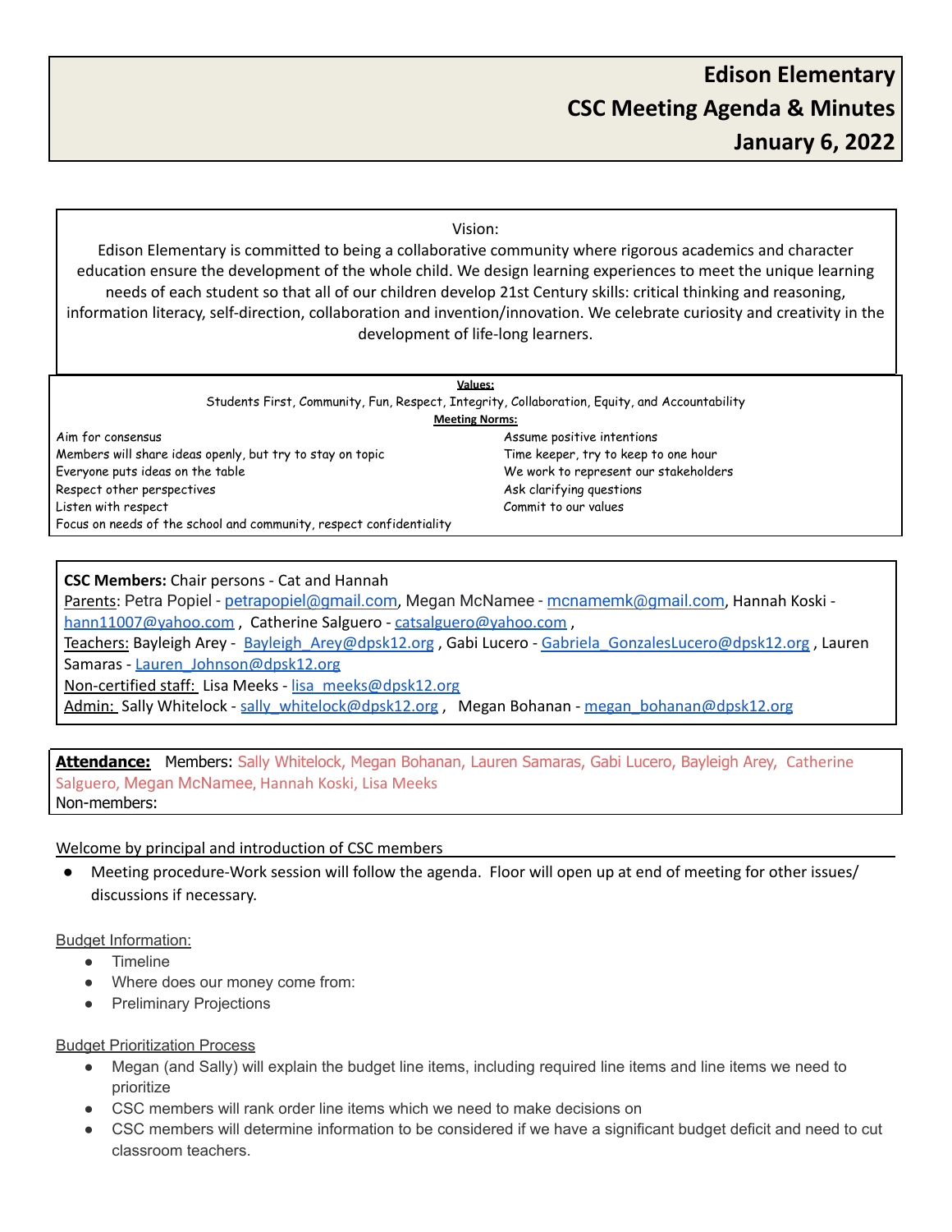# Edison Elementary
# CSC Meeting Agenda & Minutes
# January 6, 2022

Vision:

Edison Elementary is committed to being a collaborative community where rigorous academics and character education ensure the development of the whole child. We design learning experiences to meet the unique learning needs of each student so that all of our children develop 21st Century skills: critical thinking and reasoning, information literacy, self-direction, collaboration and invention/innovation. We celebrate curiosity and creativity in the development of life-long learners.

**Values:**

Students First, Community, Fun, Respect, Integrity, Collaboration, Equity, and Accountability

**Meeting Norms:**

- Aim for consensus
- Members will share ideas openly, but try to stay on topic
- Everyone puts ideas on the table
- Respect other perspectives
- Listen with respect
- Focus on needs of the school and community, respect confidentiality
- Assume positive intentions
- Time keeper, try to keep to one hour
- We work to represent our stakeholders
- Ask clarifying questions
- Commit to our values

**CSC Members:** Chair persons - Cat and Hannah

Parents: Petra Popiel - petrapopiel@gmail.com, Megan McNamee - mcnamemk@gmail.com, Hannah Koski - hann11007@yahoo.com , Catherine Salguero - catsalguero@yahoo.com ,

Teachers: Bayleigh Arey - Bayleigh_Arey@dpsk12.org , Gabi Lucero - Gabriela_GonzalesLucero@dpsk12.org , Lauren Samaras - Lauren_Johnson@dpsk12.org

Non-certified staff: Lisa Meeks - lisa_meeks@dpsk12.org

Admin: Sally Whitelock - sally_whitelock@dpsk12.org , Megan Bohanan - megan_bohanan@dpsk12.org

**Attendance:** Members: Sally Whitelock, Megan Bohanan, Lauren Samaras, Gabi Lucero, Bayleigh Arey, Catherine Salguero, Megan McNamee, Hannah Koski, Lisa Meeks

Non-members:

Welcome by principal and introduction of CSC members

- Meeting procedure-Work session will follow the agenda. Floor will open up at end of meeting for other issues/ discussions if necessary.

Budget Information:

- Timeline
- Where does our money come from:
- Preliminary Projections

Budget Prioritization Process

- Megan (and Sally) will explain the budget line items, including required line items and line items we need to prioritize
- CSC members will rank order line items which we need to make decisions on
- CSC members will determine information to be considered if we have a significant budget deficit and need to cut classroom teachers.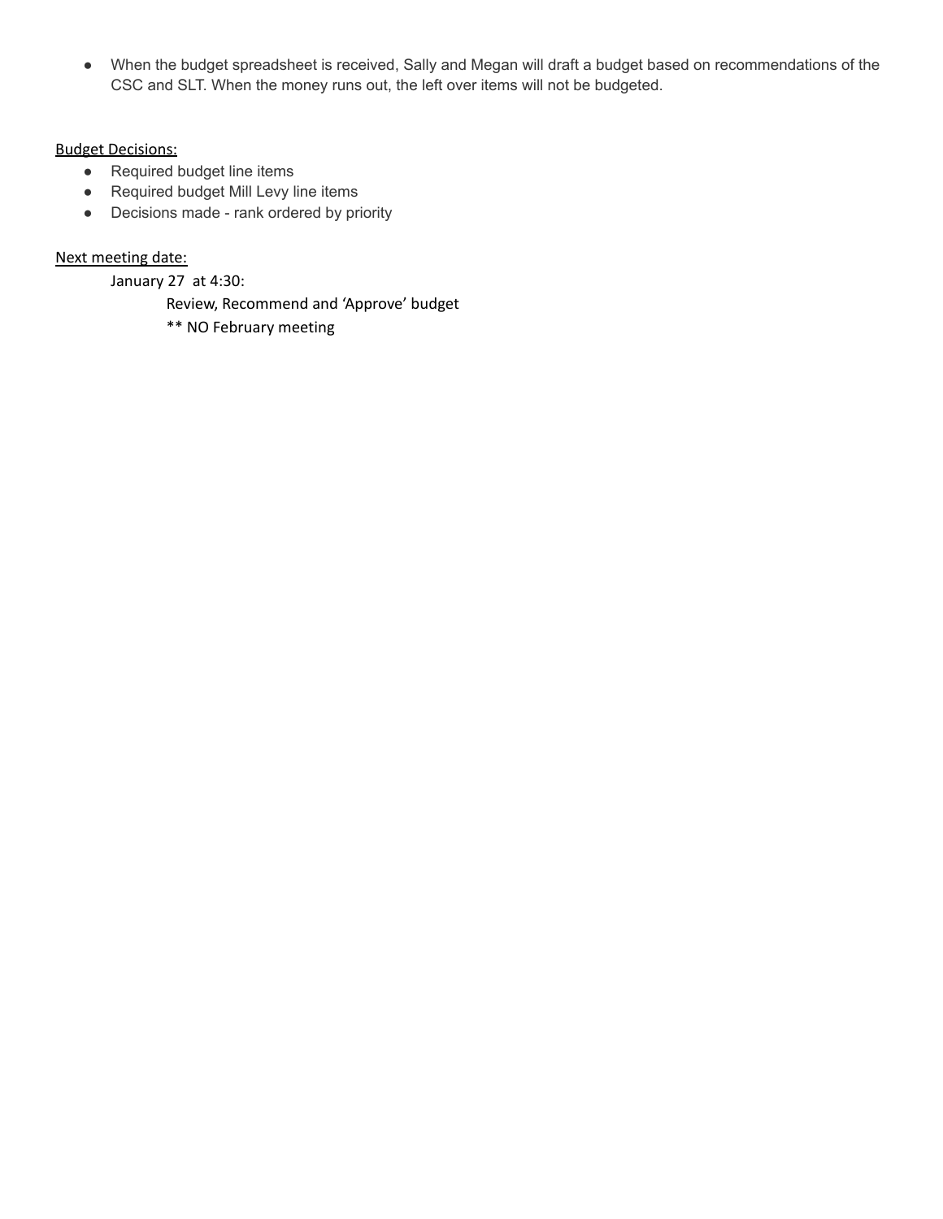- When the budget spreadsheet is received, Sally and Megan will draft a budget based on recommendations of the CSC and SLT. When the money runs out, the left over items will not be budgeted.

<u>Budget Decisions:</u>

- Required budget line items
- Required budget Mill Levy line items
- Decisions made - rank ordered by priority

<u>Next meeting date:</u>

January 27 at 4:30:

Review, Recommend and 'Approve' budget

** NO February meeting